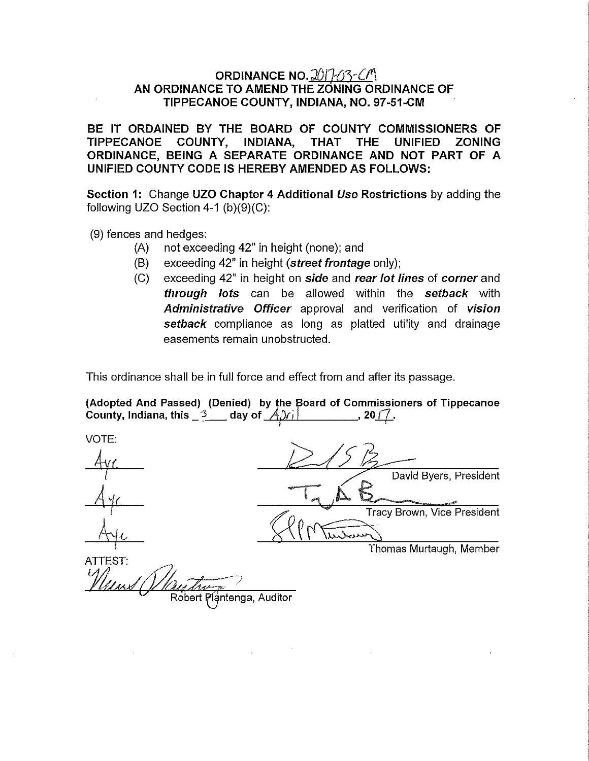# ORDINANCE NO. 2017-03-CM
## AN ORDINANCE TO AMEND THE ZONING ORDINANCE OF TIPPECANOE COUNTY, INDIANA, NO. 97-51-CM

**BE IT ORDAINED BY THE BOARD OF COUNTY COMMISSIONERS OF TIPPECANOE COUNTY, INDIANA, THAT THE UNIFIED ZONING ORDINANCE, BEING A SEPARATE ORDINANCE AND NOT PART OF A UNIFIED COUNTY CODE IS HEREBY AMENDED AS FOLLOWS:**

**Section 1:** Change **UZO Chapter 4 Additional *Use* Restrictions** by adding the following UZO Section 4-1 (b)(9)(C):

(9) fences and hedges:

- (A) not exceeding 42" in height (none); and
- (B) exceeding 42" in height (***street frontage*** only);
- (C) exceeding 42" in height on ***side*** and ***rear lot lines*** of ***corner*** and ***through lots*** can be allowed within the ***setback*** with ***Administrative Officer*** approval and verification of ***vision setback*** compliance as long as platted utility and drainage easements remain unobstructed.

This ordinance shall be in full force and effect from and after its passage.

**(Adopted And Passed) (Denied) by the Board of Commissioners of Tippecanoe County, Indiana, this 3 day of April, 2017.**

VOTE:

| | |
|---|---|
| Aye | David Byers, President |
| Aye | Tracy Brown, Vice President |
| Aye | Thomas Murtaugh, Member |

ATTEST:

Robert Plantenga, Auditor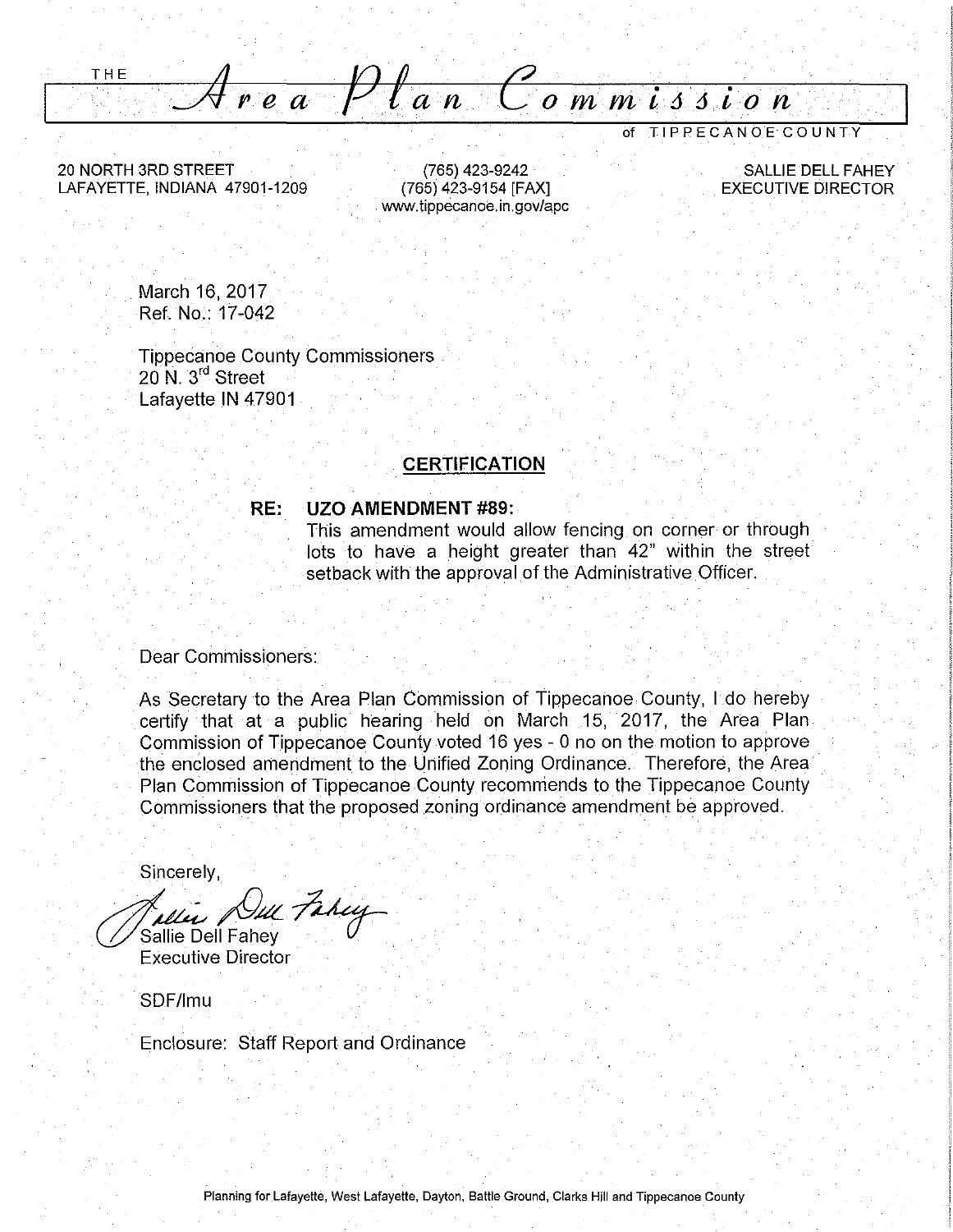THE

# Area Plan Commission

of TIPPECANOE COUNTY

20 NORTH 3RD STREET
LAFAYETTE, INDIANA 47901-1209

(765) 423-9242
(765) 423-9154 [FAX]
www.tippecanoe.in.gov/apc

SALLIE DELL FAHEY
EXECUTIVE DIRECTOR

March 16, 2017
Ref. No.: 17-042

Tippecanoe County Commissioners
20 N. 3rd Street
Lafayette IN 47901

## CERTIFICATION

**RE: UZO AMENDMENT #89:**
This amendment would allow fencing on corner or through lots to have a height greater than 42" within the street setback with the approval of the Administrative Officer.

Dear Commissioners:

As Secretary to the Area Plan Commission of Tippecanoe County, I do hereby certify that at a public hearing held on March 15, 2017, the Area Plan Commission of Tippecanoe County voted 16 yes - 0 no on the motion to approve the enclosed amendment to the Unified Zoning Ordinance. Therefore, the Area Plan Commission of Tippecanoe County recommends to the Tippecanoe County Commissioners that the proposed zoning ordinance amendment be approved.

Sincerely,

Sallie Dell Fahey
Executive Director

SDF/lmu

Enclosure: Staff Report and Ordinance

Planning for Lafayette, West Lafayette, Dayton, Battle Ground, Clarks Hill and Tippecanoe County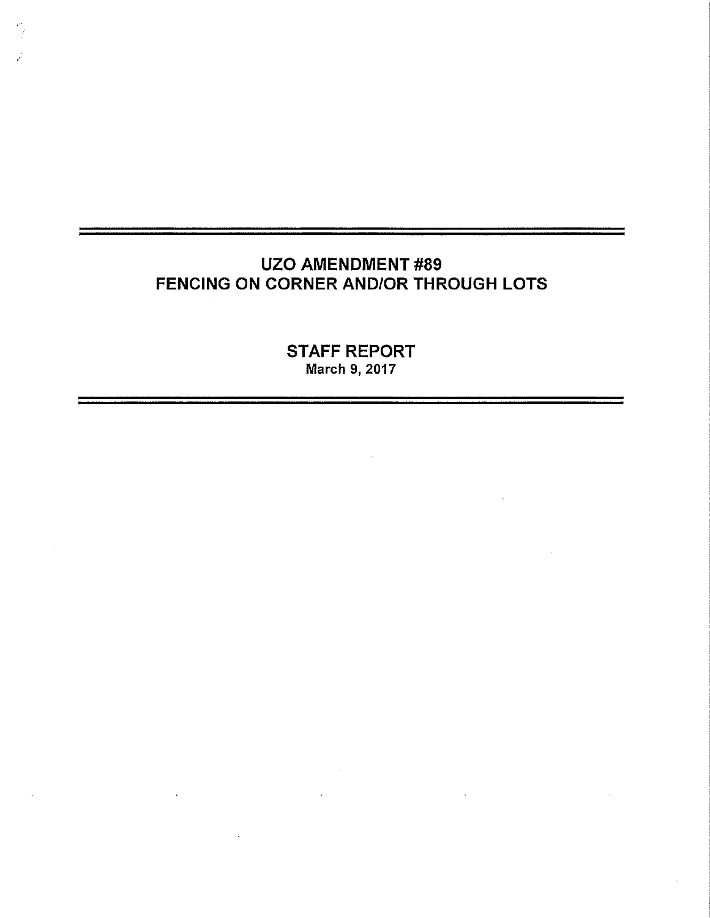# UZO AMENDMENT #89
# FENCING ON CORNER AND/OR THROUGH LOTS

## STAFF REPORT
**March 9, 2017**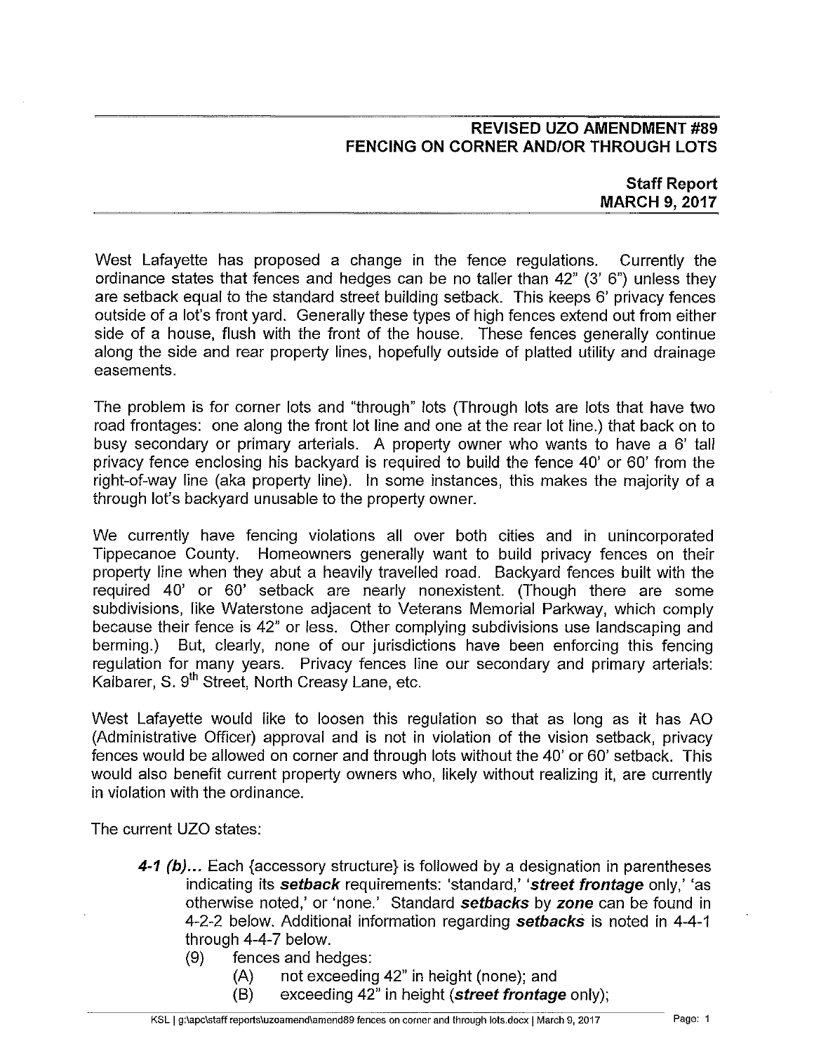**REVISED UZO AMENDMENT #89**
**FENCING ON CORNER AND/OR THROUGH LOTS**

**Staff Report**
**MARCH 9, 2017**

West Lafayette has proposed a change in the fence regulations. Currently the ordinance states that fences and hedges can be no taller than 42" (3' 6") unless they are setback equal to the standard street building setback. This keeps 6' privacy fences outside of a lot's front yard. Generally these types of high fences extend out from either side of a house, flush with the front of the house. These fences generally continue along the side and rear property lines, hopefully outside of platted utility and drainage easements.

The problem is for corner lots and "through" lots (Through lots are lots that have two road frontages: one along the front lot line and one at the rear lot line.) that back on to busy secondary or primary arterials. A property owner who wants to have a 6' tall privacy fence enclosing his backyard is required to build the fence 40' or 60' from the right-of-way line (aka property line). In some instances, this makes the majority of a through lot's backyard unusable to the property owner.

We currently have fencing violations all over both cities and in unincorporated Tippecanoe County. Homeowners generally want to build privacy fences on their property line when they abut a heavily travelled road. Backyard fences built with the required 40' or 60' setback are nearly nonexistent. (Though there are some subdivisions, like Waterstone adjacent to Veterans Memorial Parkway, which comply because their fence is 42" or less. Other complying subdivisions use landscaping and berming.) But, clearly, none of our jurisdictions have been enforcing this fencing regulation for many years. Privacy fences line our secondary and primary arterials: Kalbarer, S. 9th Street, North Creasy Lane, etc.

West Lafayette would like to loosen this regulation so that as long as it has AO (Administrative Officer) approval and is not in violation of the vision setback, privacy fences would be allowed on corner and through lots without the 40' or 60' setback. This would also benefit current property owners who, likely without realizing it, are currently in violation with the ordinance.

The current UZO states:

> ***4-1 (b)...*** Each {accessory structure} is followed by a designation in parentheses indicating its ***setback*** requirements: 'standard,' '***street frontage*** only,' 'as otherwise noted,' or 'none.' Standard ***setbacks*** by ***zone*** can be found in 4-2-2 below. Additional information regarding ***setbacks*** is noted in 4-4-1 through 4-4-7 below.
>
> (9) fences and hedges:
>
> (A) not exceeding 42" in height (none); and
>
> (B) exceeding 42" in height (***street frontage*** only);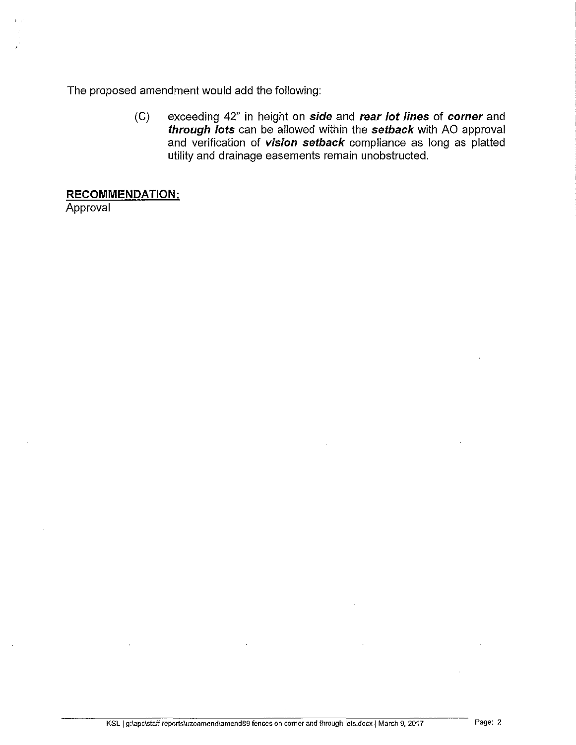The proposed amendment would add the following:

> (C) exceeding 42" in height on ***side*** and ***rear lot lines*** of ***corner*** and ***through lots*** can be allowed within the ***setback*** with AO approval and verification of ***vision setback*** compliance as long as platted utility and drainage easements remain unobstructed.

**RECOMMENDATION:**

Approval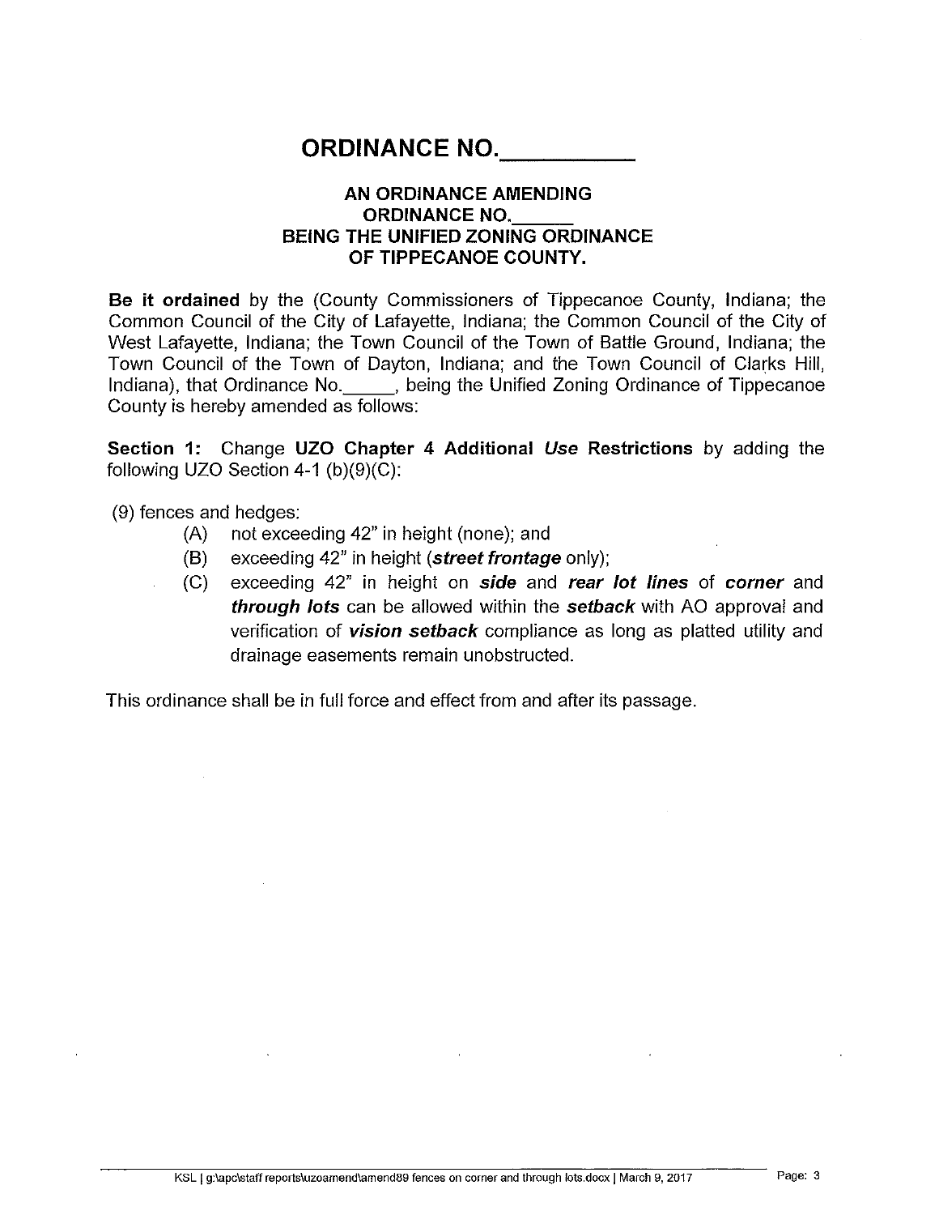# ORDINANCE NO.\_\_\_\_\_\_\_\_\_\_

### AN ORDINANCE AMENDING ORDINANCE NO.\_\_\_\_\_\_ BEING THE UNIFIED ZONING ORDINANCE OF TIPPECANOE COUNTY.

**Be it ordained** by the (County Commissioners of Tippecanoe County, Indiana; the Common Council of the City of Lafayette, Indiana; the Common Council of the City of West Lafayette, Indiana; the Town Council of the Town of Battle Ground, Indiana; the Town Council of the Town of Dayton, Indiana; and the Town Council of Clarks Hill, Indiana), that Ordinance No.\_\_\_\_\_, being the Unified Zoning Ordinance of Tippecanoe County is hereby amended as follows:

**Section 1:** Change **UZO Chapter 4 Additional *Use* Restrictions** by adding the following UZO Section 4-1 (b)(9)(C):

(9) fences and hedges:

- (A) not exceeding 42" in height (none); and
- (B) exceeding 42" in height (***street frontage*** only);
- (C) exceeding 42" in height on ***side*** and ***rear lot lines*** of ***corner*** and ***through lots*** can be allowed within the ***setback*** with AO approval and verification of ***vision setback*** compliance as long as platted utility and drainage easements remain unobstructed.

This ordinance shall be in full force and effect from and after its passage.